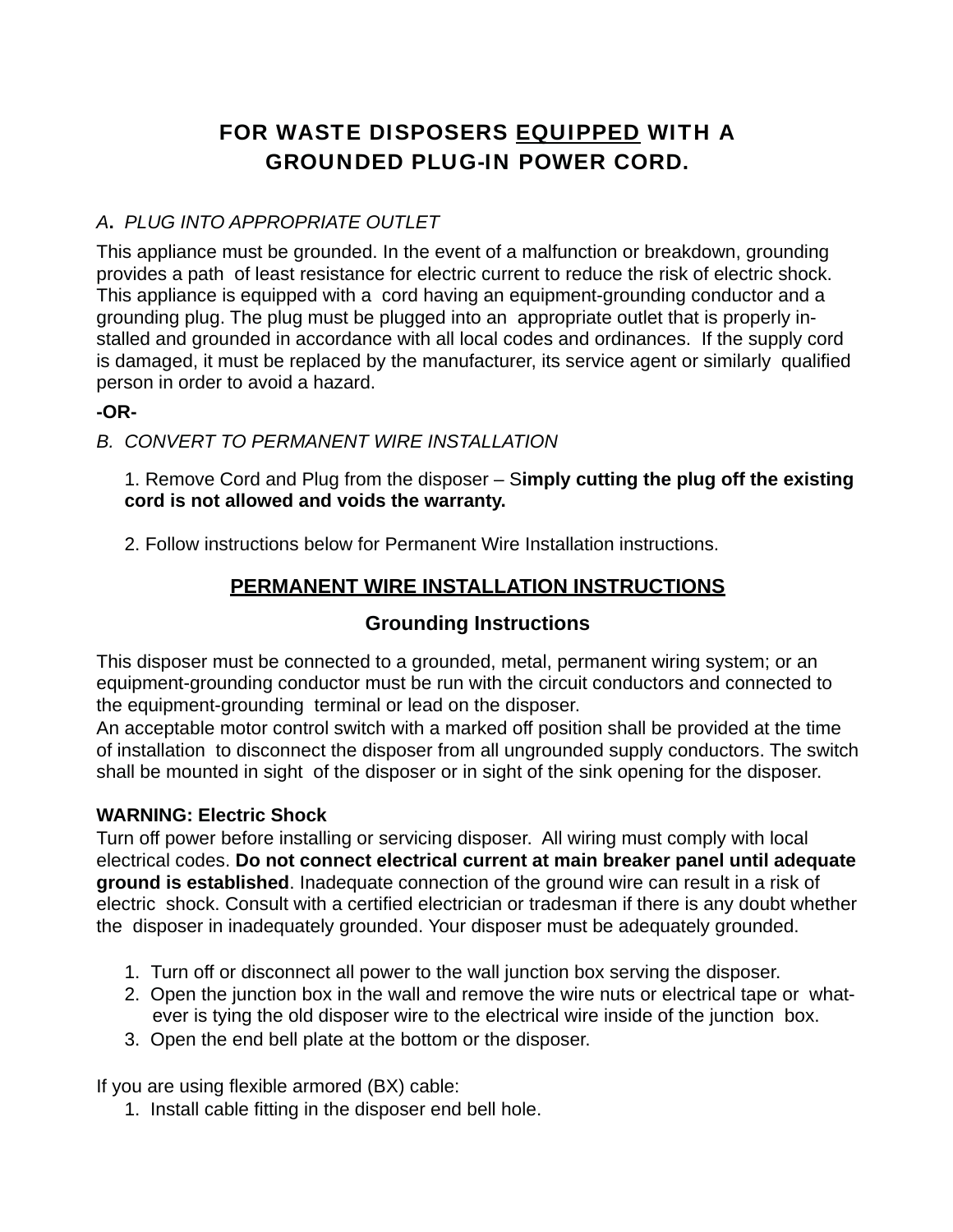# FOR WASTE DISPOSERS <u>EQUIPPED</u> WITH A GROUNDED PLUG-IN POWER CORD.

*A. PLUG INTO APPROPRIATE OUTLET*

This appliance must be grounded. In the event of a malfunction or breakdown, grounding provides a path of least resistance for electric current to reduce the risk of electric shock. This appliance is equipped with a cord having an equipment-grounding conductor and a grounding plug. The plug must be plugged into an appropriate outlet that is properly installed and grounded in accordance with all local codes and ordinances. If the supply cord is damaged, it must be replaced by the manufacturer, its service agent or similarly qualified person in order to avoid a hazard.

**-OR-**

*B. CONVERT TO PERMANENT WIRE INSTALLATION*

1. Remove Cord and Plug from the disposer – S**imply cutting the plug off the existing cord is not allowed and voids the warranty.**

2. Follow instructions below for Permanent Wire Installation instructions.

## <u>PERMANENT WIRE INSTALLATION INSTRUCTIONS</u>

### Grounding Instructions

This disposer must be connected to a grounded, metal, permanent wiring system; or an equipment-grounding conductor must be run with the circuit conductors and connected to the equipment-grounding terminal or lead on the disposer.
An acceptable motor control switch with a marked off position shall be provided at the time of installation to disconnect the disposer from all ungrounded supply conductors. The switch shall be mounted in sight of the disposer or in sight of the sink opening for the disposer.

**WARNING: Electric Shock**
Turn off power before installing or servicing disposer. All wiring must comply with local electrical codes. **Do not connect electrical current at main breaker panel until adequate ground is established**. Inadequate connection of the ground wire can result in a risk of electric shock. Consult with a certified electrician or tradesman if there is any doubt whether the disposer in inadequately grounded. Your disposer must be adequately grounded.

1. Turn off or disconnect all power to the wall junction box serving the disposer.
2. Open the junction box in the wall and remove the wire nuts or electrical tape or whatever is tying the old disposer wire to the electrical wire inside of the junction box.
3. Open the end bell plate at the bottom or the disposer.

If you are using flexible armored (BX) cable:

1. Install cable fitting in the disposer end bell hole.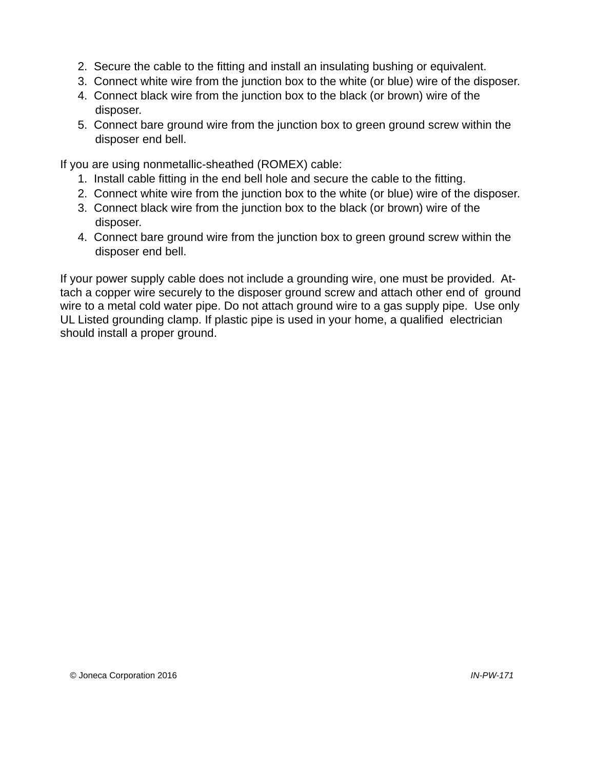2. Secure the cable to the fitting and install an insulating bushing or equivalent.
3. Connect white wire from the junction box to the white (or blue) wire of the disposer.
4. Connect black wire from the junction box to the black (or brown) wire of the disposer.
5. Connect bare ground wire from the junction box to green ground screw within the disposer end bell.

If you are using nonmetallic-sheathed (ROMEX) cable:

1. Install cable fitting in the end bell hole and secure the cable to the fitting.
2. Connect white wire from the junction box to the white (or blue) wire of the disposer.
3. Connect black wire from the junction box to the black (or brown) wire of the disposer.
4. Connect bare ground wire from the junction box to green ground screw within the disposer end bell.

If your power supply cable does not include a grounding wire, one must be provided. Attach a copper wire securely to the disposer ground screw and attach other end of ground wire to a metal cold water pipe. Do not attach ground wire to a gas supply pipe. Use only UL Listed grounding clamp. If plastic pipe is used in your home, a qualified electrician should install a proper ground.

© Joneca Corporation 2016 *IN-PW-171*